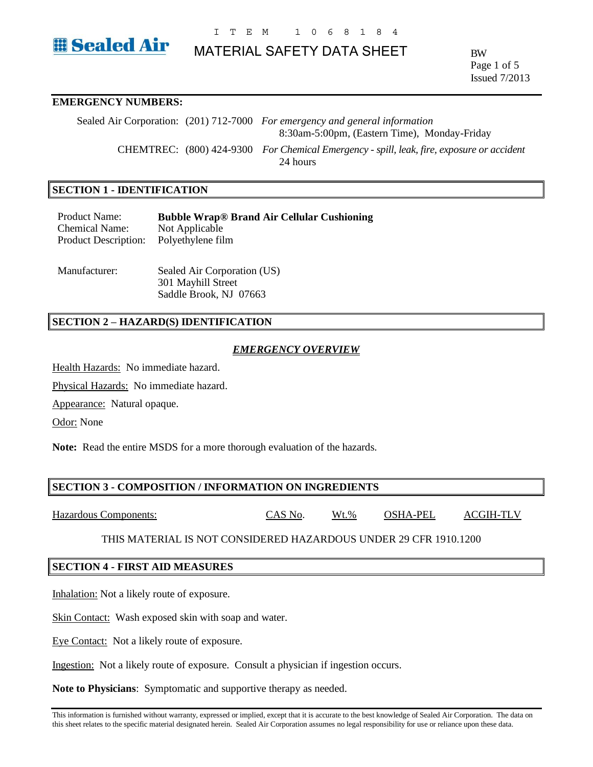ITEM 1068184

# MATERIAL SAFETY DATA SHEET

BW

Issued 7/2013

**EMERGENCY NUMBERS:**

| | | |
|---|---|---|
| Sealed Air Corporation: | (201) 712-7000 | *For emergency and general information* 8:30am-5:00pm, (Eastern Time), Monday-Friday |
| CHEMTREC: | (800) 424-9300 | *For Chemical Emergency - spill, leak, fire, exposure or accident* 24 hours |

## SECTION 1 - IDENTIFICATION

Product Name: **Bubble Wrap® Brand Air Cellular Cushioning**
Chemical Name: Not Applicable
Product Description: Polyethylene film

Manufacturer: Sealed Air Corporation (US)
301 Mayhill Street
Saddle Brook, NJ 07663

## SECTION 2 – HAZARD(S) IDENTIFICATION

***EMERGENCY OVERVIEW***

Health Hazards: No immediate hazard.

Physical Hazards: No immediate hazard.

Appearance: Natural opaque.

Odor: None

**Note:** Read the entire MSDS for a more thorough evaluation of the hazards.

## SECTION 3 - COMPOSITION / INFORMATION ON INGREDIENTS

| Hazardous Components: | CAS No. | Wt.% | OSHA-PEL | ACGIH-TLV |
|---|---|---|---|---|

THIS MATERIAL IS NOT CONSIDERED HAZARDOUS UNDER 29 CFR 1910.1200

## SECTION 4 - FIRST AID MEASURES

Inhalation: Not a likely route of exposure.

Skin Contact: Wash exposed skin with soap and water.

Eye Contact: Not a likely route of exposure.

Ingestion: Not a likely route of exposure. Consult a physician if ingestion occurs.

**Note to Physicians**: Symptomatic and supportive therapy as needed.

This information is furnished without warranty, expressed or implied, except that it is accurate to the best knowledge of Sealed Air Corporation. The data on this sheet relates to the specific material designated herein. Sealed Air Corporation assumes no legal responsibility for use or reliance upon these data.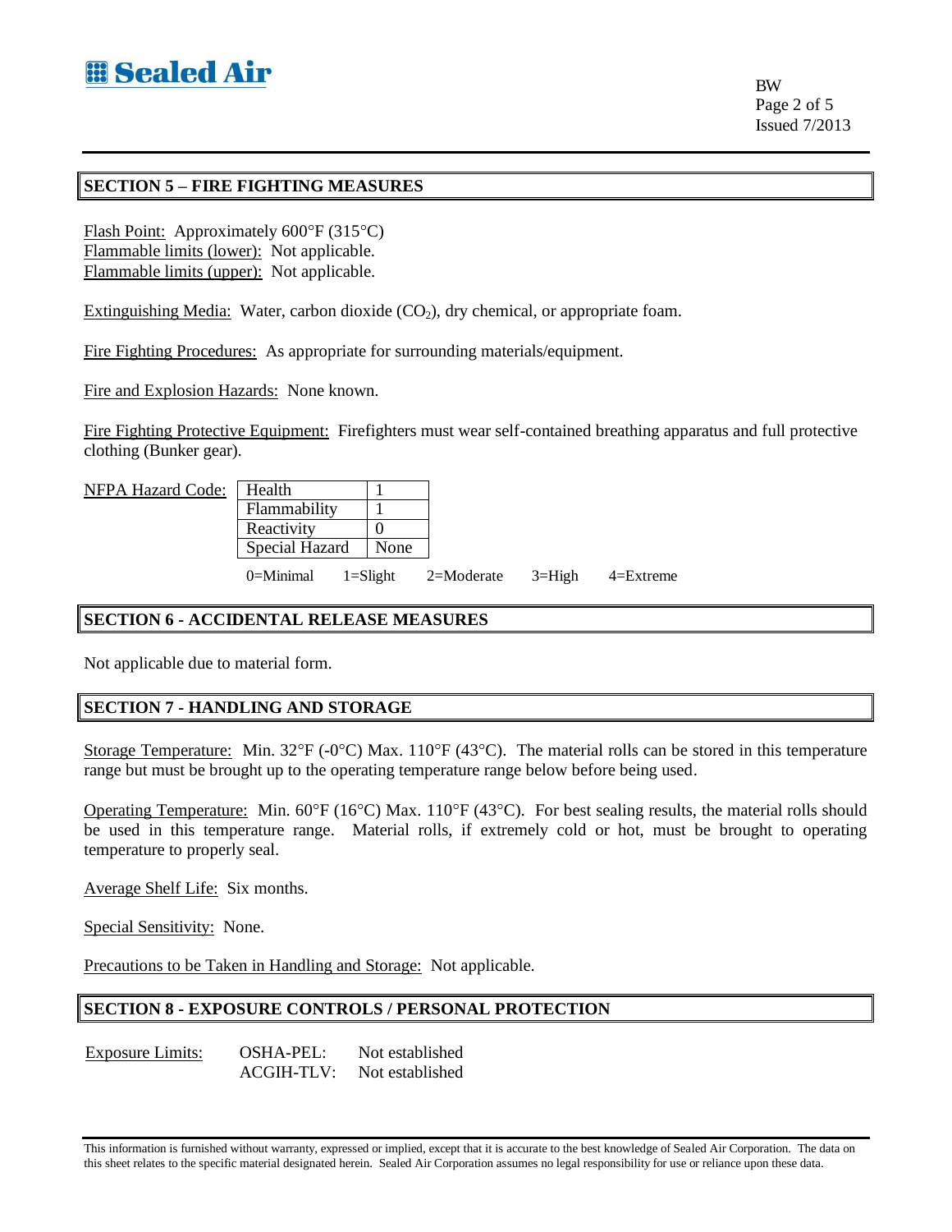## SECTION 5 – FIRE FIGHTING MEASURES

Flash Point: Approximately 600°F (315°C)
Flammable limits (lower): Not applicable.
Flammable limits (upper): Not applicable.

Extinguishing Media: Water, carbon dioxide ($CO_2$), dry chemical, or appropriate foam.

Fire Fighting Procedures: As appropriate for surrounding materials/equipment.

Fire and Explosion Hazards: None known.

Fire Fighting Protective Equipment: Firefighters must wear self-contained breathing apparatus and full protective clothing (Bunker gear).

NFPA Hazard Code:

| | |
|---|---|
| Health | 1 |
| Flammability | 1 |
| Reactivity | 0 |
| Special Hazard | None |

0=Minimal 1=Slight 2=Moderate 3=High 4=Extreme

## SECTION 6 - ACCIDENTAL RELEASE MEASURES

Not applicable due to material form.

## SECTION 7 - HANDLING AND STORAGE

Storage Temperature: Min. 32°F (-0°C) Max. 110°F (43°C). The material rolls can be stored in this temperature range but must be brought up to the operating temperature range below before being used.

Operating Temperature: Min. 60°F (16°C) Max. 110°F (43°C). For best sealing results, the material rolls should be used in this temperature range. Material rolls, if extremely cold or hot, must be brought to operating temperature to properly seal.

Average Shelf Life: Six months.

Special Sensitivity: None.

Precautions to be Taken in Handling and Storage: Not applicable.

## SECTION 8 - EXPOSURE CONTROLS / PERSONAL PROTECTION

Exposure Limits: OSHA-PEL: Not established
ACGIH-TLV: Not established

This information is furnished without warranty, expressed or implied, except that it is accurate to the best knowledge of Sealed Air Corporation. The data on this sheet relates to the specific material designated herein. Sealed Air Corporation assumes no legal responsibility for use or reliance upon these data.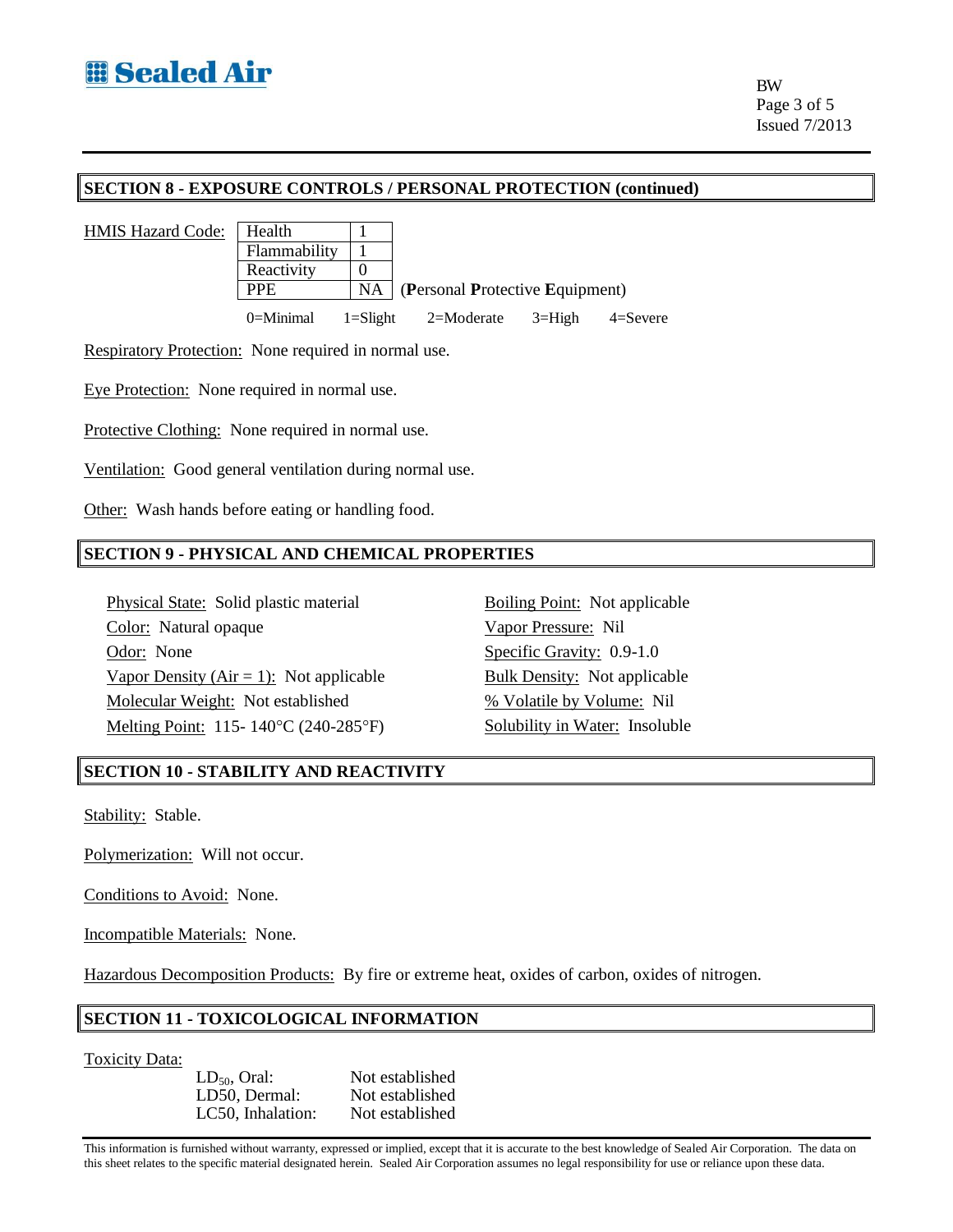## SECTION 8 - EXPOSURE CONTROLS / PERSONAL PROTECTION (continued)

HMIS Hazard Code:

| | |
|---|---|
| Health | 1 |
| Flammability | 1 |
| Reactivity | 0 |
| PPE | NA |

(**P**ersonal **P**rotective **E**quipment)

0=Minimal 1=Slight 2=Moderate 3=High 4=Severe

Respiratory Protection: None required in normal use.

Eye Protection: None required in normal use.

Protective Clothing: None required in normal use.

Ventilation: Good general ventilation during normal use.

Other: Wash hands before eating or handling food.

## SECTION 9 - PHYSICAL AND CHEMICAL PROPERTIES

Physical State: Solid plastic material
Color: Natural opaque
Odor: None
Vapor Density (Air = 1): Not applicable
Molecular Weight: Not established
Melting Point: 115- 140°C (240-285°F)

Boiling Point: Not applicable
Vapor Pressure: Nil
Specific Gravity: 0.9-1.0
Bulk Density: Not applicable
% Volatile by Volume: Nil
Solubility in Water: Insoluble

## SECTION 10 - STABILITY AND REACTIVITY

Stability: Stable.

Polymerization: Will not occur.

Conditions to Avoid: None.

Incompatible Materials: None.

Hazardous Decomposition Products: By fire or extreme heat, oxides of carbon, oxides of nitrogen.

## SECTION 11 - TOXICOLOGICAL INFORMATION

Toxicity Data:

| | |
|---|---|
| $LD_{50}$, Oral: | Not established |
| LD50, Dermal: | Not established |
| LC50, Inhalation: | Not established |

This information is furnished without warranty, expressed or implied, except that it is accurate to the best knowledge of Sealed Air Corporation. The data on this sheet relates to the specific material designated herein. Sealed Air Corporation assumes no legal responsibility for use or reliance upon these data.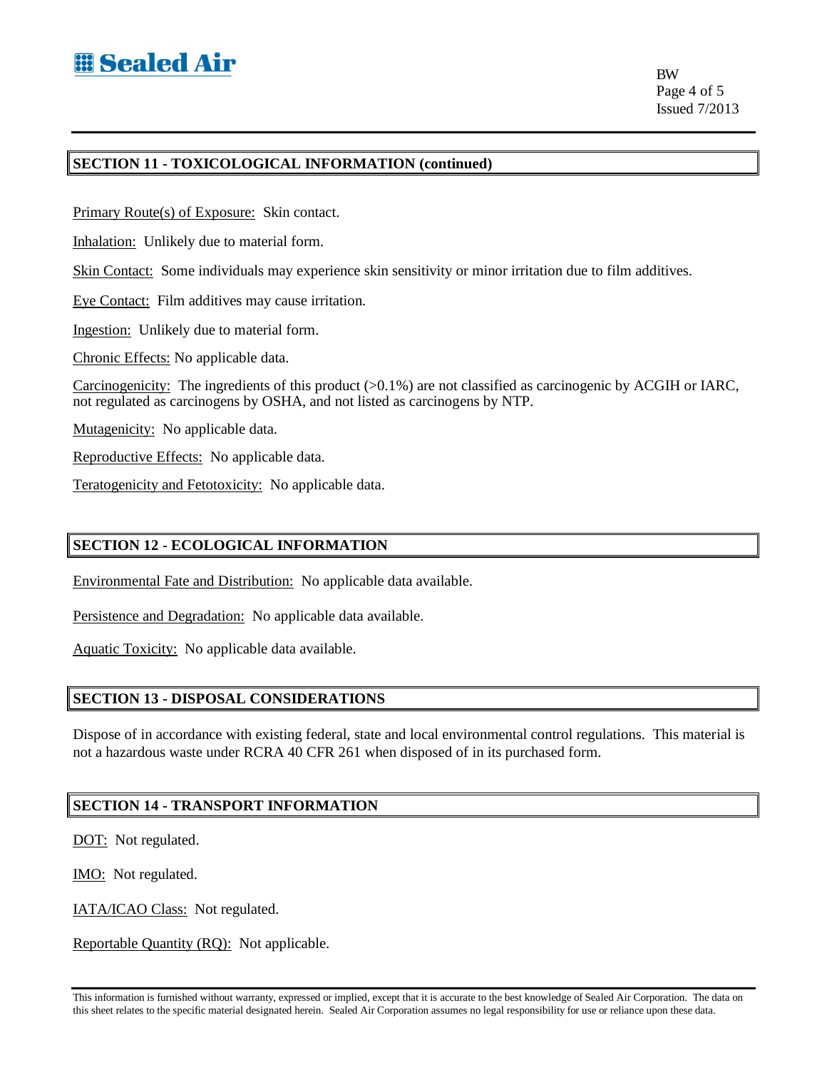## SECTION 11 - TOXICOLOGICAL INFORMATION (continued)

Primary Route(s) of Exposure: Skin contact.

Inhalation: Unlikely due to material form.

Skin Contact: Some individuals may experience skin sensitivity or minor irritation due to film additives.

Eye Contact: Film additives may cause irritation.

Ingestion: Unlikely due to material form.

Chronic Effects: No applicable data.

Carcinogenicity: The ingredients of this product (>0.1%) are not classified as carcinogenic by ACGIH or IARC, not regulated as carcinogens by OSHA, and not listed as carcinogens by NTP.

Mutagenicity: No applicable data.

Reproductive Effects: No applicable data.

Teratogenicity and Fetotoxicity: No applicable data.

## SECTION 12 - ECOLOGICAL INFORMATION

Environmental Fate and Distribution: No applicable data available.

Persistence and Degradation: No applicable data available.

Aquatic Toxicity: No applicable data available.

## SECTION 13 - DISPOSAL CONSIDERATIONS

Dispose of in accordance with existing federal, state and local environmental control regulations. This material is not a hazardous waste under RCRA 40 CFR 261 when disposed of in its purchased form.

## SECTION 14 - TRANSPORT INFORMATION

DOT: Not regulated.

IMO: Not regulated.

IATA/ICAO Class: Not regulated.

Reportable Quantity (RQ): Not applicable.

This information is furnished without warranty, expressed or implied, except that it is accurate to the best knowledge of Sealed Air Corporation. The data on this sheet relates to the specific material designated herein. Sealed Air Corporation assumes no legal responsibility for use or reliance upon these data.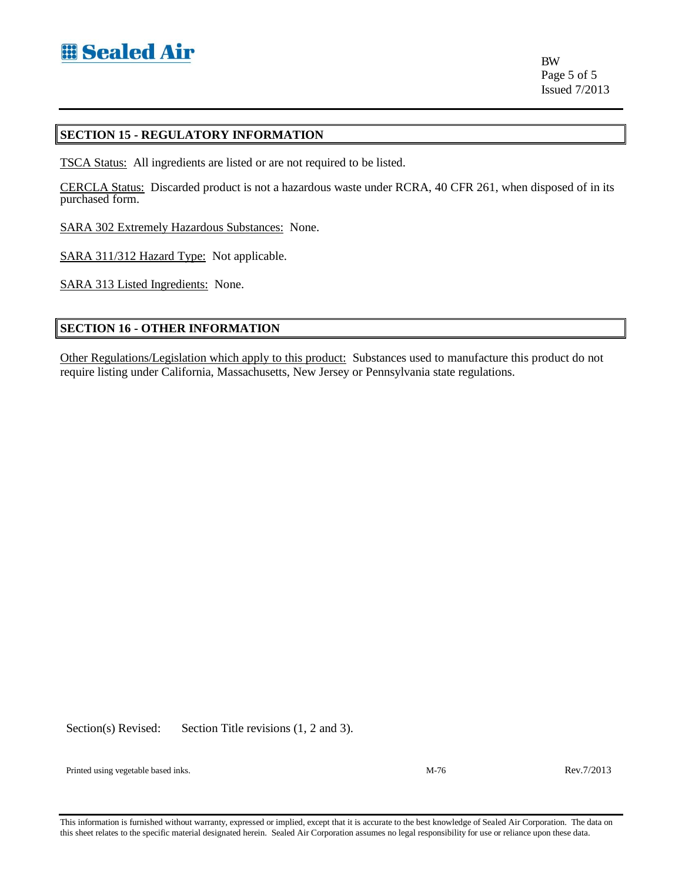## SECTION 15 - REGULATORY INFORMATION

TSCA Status: All ingredients are listed or are not required to be listed.

CERCLA Status: Discarded product is not a hazardous waste under RCRA, 40 CFR 261, when disposed of in its purchased form.

SARA 302 Extremely Hazardous Substances: None.

SARA 311/312 Hazard Type: Not applicable.

SARA 313 Listed Ingredients: None.

## SECTION 16 - OTHER INFORMATION

Other Regulations/Legislation which apply to this product: Substances used to manufacture this product do not require listing under California, Massachusetts, New Jersey or Pennsylvania state regulations.

Section(s) Revised: Section Title revisions (1, 2 and 3).

Printed using vegetable based inks. M-76 Rev.7/2013

This information is furnished without warranty, expressed or implied, except that it is accurate to the best knowledge of Sealed Air Corporation. The data on this sheet relates to the specific material designated herein. Sealed Air Corporation assumes no legal responsibility for use or reliance upon these data.